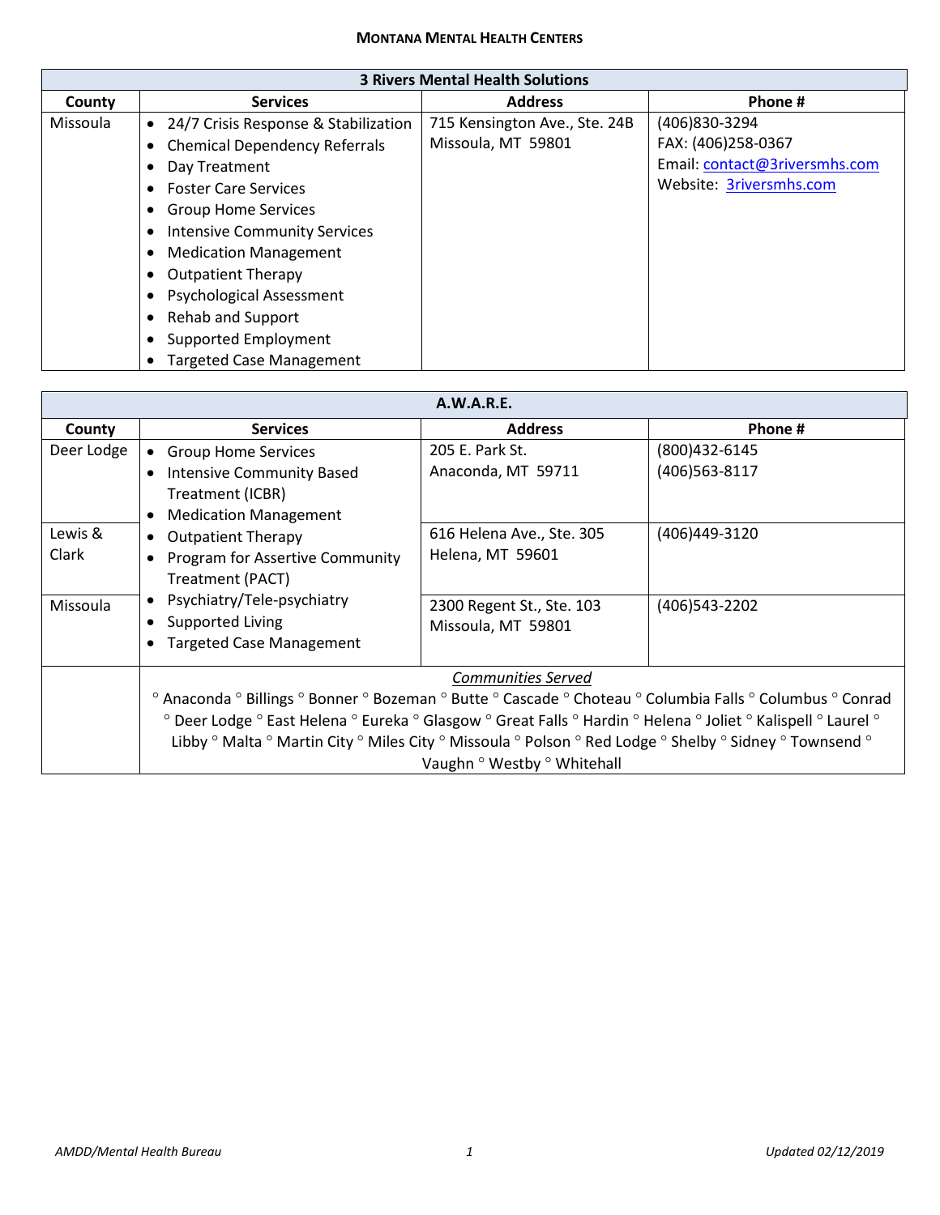# MONTANA MENTAL HEALTH CENTERS

| 3 Rivers Mental Health Solutions | | | |
|---|---|---|---|
| **County** | **Services** | **Address** | **Phone #** |
| Missoula | • 24/7 Crisis Response & Stabilization<br>• Chemical Dependency Referrals<br>• Day Treatment<br>• Foster Care Services<br>• Group Home Services<br>• Intensive Community Services<br>• Medication Management<br>• Outpatient Therapy<br>• Psychological Assessment<br>• Rehab and Support<br>• Supported Employment<br>• Targeted Case Management | 715 Kensington Ave., Ste. 24B<br>Missoula, MT 59801 | (406)830-3294<br>FAX: (406)258-0367<br>Email: contact@3riversmhs.com<br>Website: 3riversmhs.com |

| A.W.A.R.E. | | | |
|---|---|---|---|
| **County** | **Services** | **Address** | **Phone #** |
| Deer Lodge | • Group Home Services<br>• Intensive Community Based Treatment (ICBR)<br>• Medication Management<br>• Outpatient Therapy<br>• Program for Assertive Community Treatment (PACT)<br>• Psychiatry/Tele-psychiatry<br>• Supported Living<br>• Targeted Case Management | 205 E. Park St.<br>Anaconda, MT 59711 | (800)432-6145<br>(406)563-8117 |
| Lewis & Clark | | 616 Helena Ave., Ste. 305<br>Helena, MT 59601 | (406)449-3120 |
| Missoula | | 2300 Regent St., Ste. 103<br>Missoula, MT 59801 | (406)543-2202 |
| | *Communities Served*<br>◦ Anaconda ◦ Billings ◦ Bonner ◦ Bozeman ◦ Butte ◦ Cascade ◦ Choteau ◦ Columbia Falls ◦ Columbus ◦ Conrad ◦ Deer Lodge ◦ East Helena ◦ Eureka ◦ Glasgow ◦ Great Falls ◦ Hardin ◦ Helena ◦ Joliet ◦ Kalispell ◦ Laurel ◦ Libby ◦ Malta ◦ Martin City ◦ Miles City ◦ Missoula ◦ Polson ◦ Red Lodge ◦ Shelby ◦ Sidney ◦ Townsend ◦ Vaughn ◦ Westby ◦ Whitehall | | |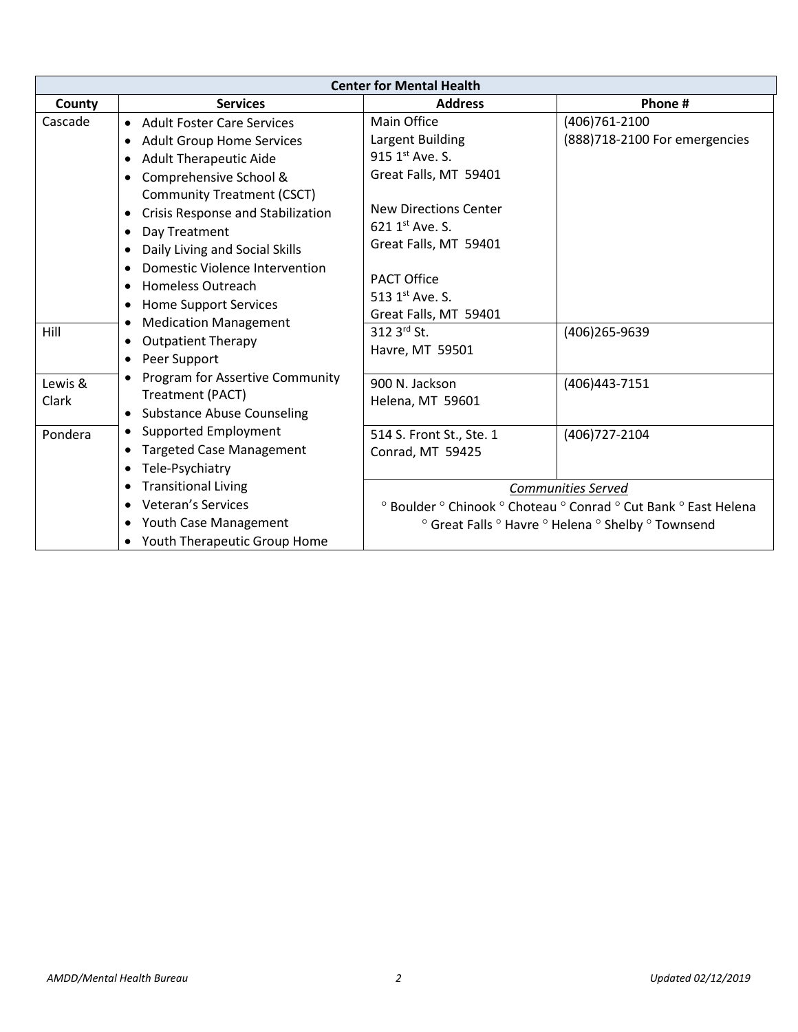| Center for Mental Health | | | |
|---|---|---|---|
| **County** | **Services** | **Address** | **Phone #** |
| Cascade | • Adult Foster Care Services<br>• Adult Group Home Services<br>• Adult Therapeutic Aide<br>• Comprehensive School & Community Treatment (CSCT)<br>• Crisis Response and Stabilization<br>• Day Treatment<br>• Daily Living and Social Skills<br>• Domestic Violence Intervention<br>• Homeless Outreach<br>• Home Support Services<br>• Medication Management<br>• Outpatient Therapy<br>• Peer Support<br>• Program for Assertive Community Treatment (PACT)<br>• Substance Abuse Counseling<br>• Supported Employment<br>• Targeted Case Management<br>• Tele-Psychiatry<br>• Transitional Living<br>• Veteran's Services<br>• Youth Case Management<br>• Youth Therapeutic Group Home | Main Office<br>Largent Building<br>915 1st Ave. S.<br>Great Falls, MT 59401<br><br>New Directions Center<br>621 1st Ave. S.<br>Great Falls, MT 59401<br><br>PACT Office<br>513 1st Ave. S.<br>Great Falls, MT 59401 | (406)761-2100<br>(888)718-2100 For emergencies |
| Hill | | 312 3rd St.<br>Havre, MT 59501 | (406)265-9639 |
| Lewis & Clark | | 900 N. Jackson<br>Helena, MT 59601 | (406)443-7151 |
| Pondera | | 514 S. Front St., Ste. 1<br>Conrad, MT 59425 | (406)727-2104 |
| | | *Communities Served*<br>◦ Boulder ◦ Chinook ◦ Choteau ◦ Conrad ◦ Cut Bank ◦ East Helena ◦ Great Falls ◦ Havre ◦ Helena ◦ Shelby ◦ Townsend | |

*AMDD/Mental Health Bureau* *Updated 02/12/2019*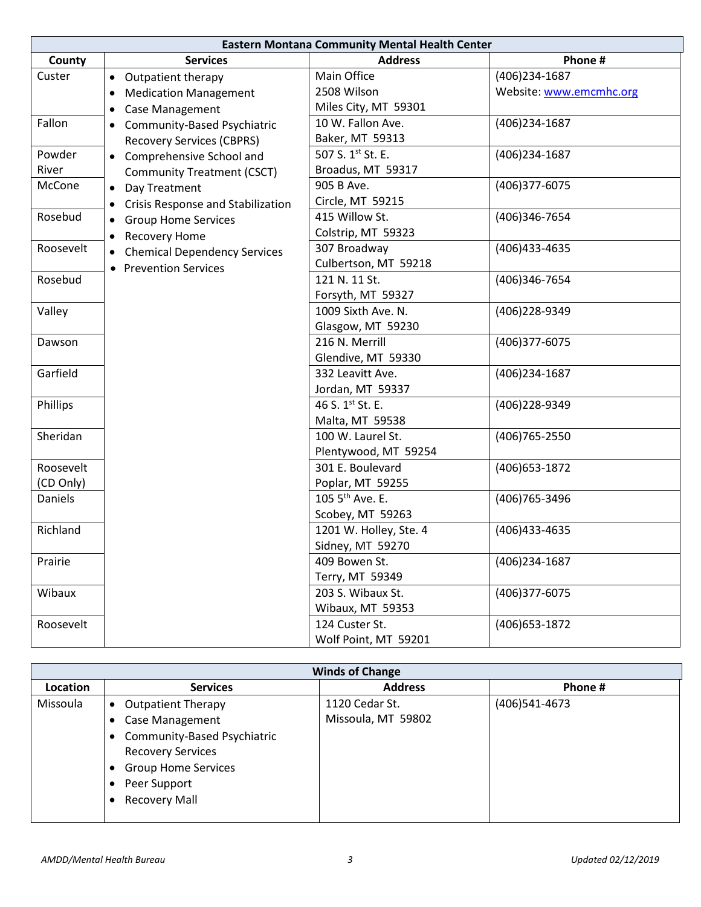| Eastern Montana Community Mental Health Center | | | |
|---|---|---|---|
| **County** | **Services** | **Address** | **Phone #** |
| Custer | • Outpatient therapy<br>• Medication Management<br>• Case Management<br>• Community-Based Psychiatric Recovery Services (CBPRS)<br>• Comprehensive School and Community Treatment (CSCT)<br>• Day Treatment<br>• Crisis Response and Stabilization<br>• Group Home Services<br>• Recovery Home<br>• Chemical Dependency Services<br>• Prevention Services | Main Office<br>2508 Wilson<br>Miles City, MT 59301 | (406)234-1687<br>Website: www.emcmhc.org |
| Fallon | | 10 W. Fallon Ave.<br>Baker, MT 59313 | (406)234-1687 |
| Powder River | | 507 S. 1st St. E.<br>Broadus, MT 59317 | (406)234-1687 |
| McCone | | 905 B Ave.<br>Circle, MT 59215 | (406)377-6075 |
| Rosebud | | 415 Willow St.<br>Colstrip, MT 59323 | (406)346-7654 |
| Roosevelt | | 307 Broadway<br>Culbertson, MT 59218 | (406)433-4635 |
| Rosebud | | 121 N. 11 St.<br>Forsyth, MT 59327 | (406)346-7654 |
| Valley | | 1009 Sixth Ave. N.<br>Glasgow, MT 59230 | (406)228-9349 |
| Dawson | | 216 N. Merrill<br>Glendive, MT 59330 | (406)377-6075 |
| Garfield | | 332 Leavitt Ave.<br>Jordan, MT 59337 | (406)234-1687 |
| Phillips | | 46 S. 1st St. E.<br>Malta, MT 59538 | (406)228-9349 |
| Sheridan | | 100 W. Laurel St.<br>Plentywood, MT 59254 | (406)765-2550 |
| Roosevelt (CD Only) | | 301 E. Boulevard<br>Poplar, MT 59255 | (406)653-1872 |
| Daniels | | 105 5th Ave. E.<br>Scobey, MT 59263 | (406)765-3496 |
| Richland | | 1201 W. Holley, Ste. 4<br>Sidney, MT 59270 | (406)433-4635 |
| Prairie | | 409 Bowen St.<br>Terry, MT 59349 | (406)234-1687 |
| Wibaux | | 203 S. Wibaux St.<br>Wibaux, MT 59353 | (406)377-6075 |
| Roosevelt | | 124 Custer St.<br>Wolf Point, MT 59201 | (406)653-1872 |

| Winds of Change | | | |
|---|---|---|---|
| **Location** | **Services** | **Address** | **Phone #** |
| Missoula | • Outpatient Therapy<br>• Case Management<br>• Community-Based Psychiatric Recovery Services<br>• Group Home Services<br>• Peer Support<br>• Recovery Mall | 1120 Cedar St.<br>Missoula, MT 59802 | (406)541-4673 |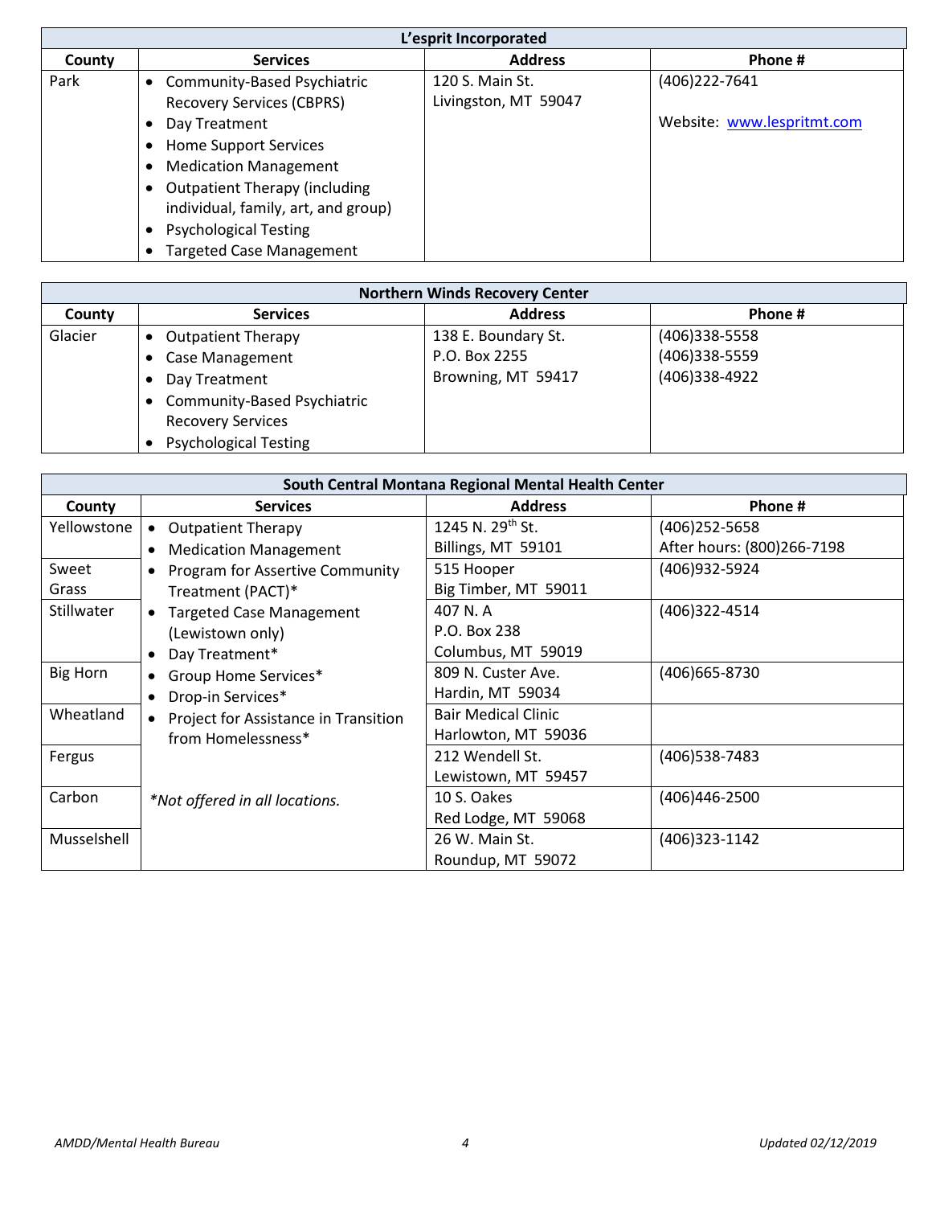| L'esprit Incorporated | | | |
|---|---|---|---|
| **County** | **Services** | **Address** | **Phone #** |
| Park | • Community-Based Psychiatric Recovery Services (CBPRS)<br>• Day Treatment<br>• Home Support Services<br>• Medication Management<br>• Outpatient Therapy (including individual, family, art, and group)<br>• Psychological Testing<br>• Targeted Case Management | 120 S. Main St.<br>Livingston, MT 59047 | (406)222-7641<br><br>Website: [www.lespritmt.com](http://www.lespritmt.com) |

| Northern Winds Recovery Center | | | |
|---|---|---|---|
| **County** | **Services** | **Address** | **Phone #** |
| Glacier | • Outpatient Therapy<br>• Case Management<br>• Day Treatment<br>• Community-Based Psychiatric Recovery Services<br>• Psychological Testing | 138 E. Boundary St.<br>P.O. Box 2255<br>Browning, MT 59417 | (406)338-5558<br>(406)338-5559<br>(406)338-4922 |

| South Central Montana Regional Mental Health Center | | | |
|---|---|---|---|
| **County** | **Services** | **Address** | **Phone #** |
| Yellowstone | • Outpatient Therapy<br>• Medication Management<br>• Program for Assertive Community Treatment (PACT)*<br>• Targeted Case Management (Lewistown only)<br>• Day Treatment*<br>• Group Home Services*<br>• Drop-in Services*<br>• Project for Assistance in Transition from Homelessness*<br><br>*Not offered in all locations.* | 1245 N. 29th St.<br>Billings, MT 59101 | (406)252-5658<br>After hours: (800)266-7198 |
| Sweet Grass | | 515 Hooper<br>Big Timber, MT 59011 | (406)932-5924 |
| Stillwater | | 407 N. A<br>P.O. Box 238<br>Columbus, MT 59019 | (406)322-4514 |
| Big Horn | | 809 N. Custer Ave.<br>Hardin, MT 59034 | (406)665-8730 |
| Wheatland | | Bair Medical Clinic<br>Harlowton, MT 59036 | |
| Fergus | | 212 Wendell St.<br>Lewistown, MT 59457 | (406)538-7483 |
| Carbon | | 10 S. Oakes<br>Red Lodge, MT 59068 | (406)446-2500 |
| Musselshell | | 26 W. Main St.<br>Roundup, MT 59072 | (406)323-1142 |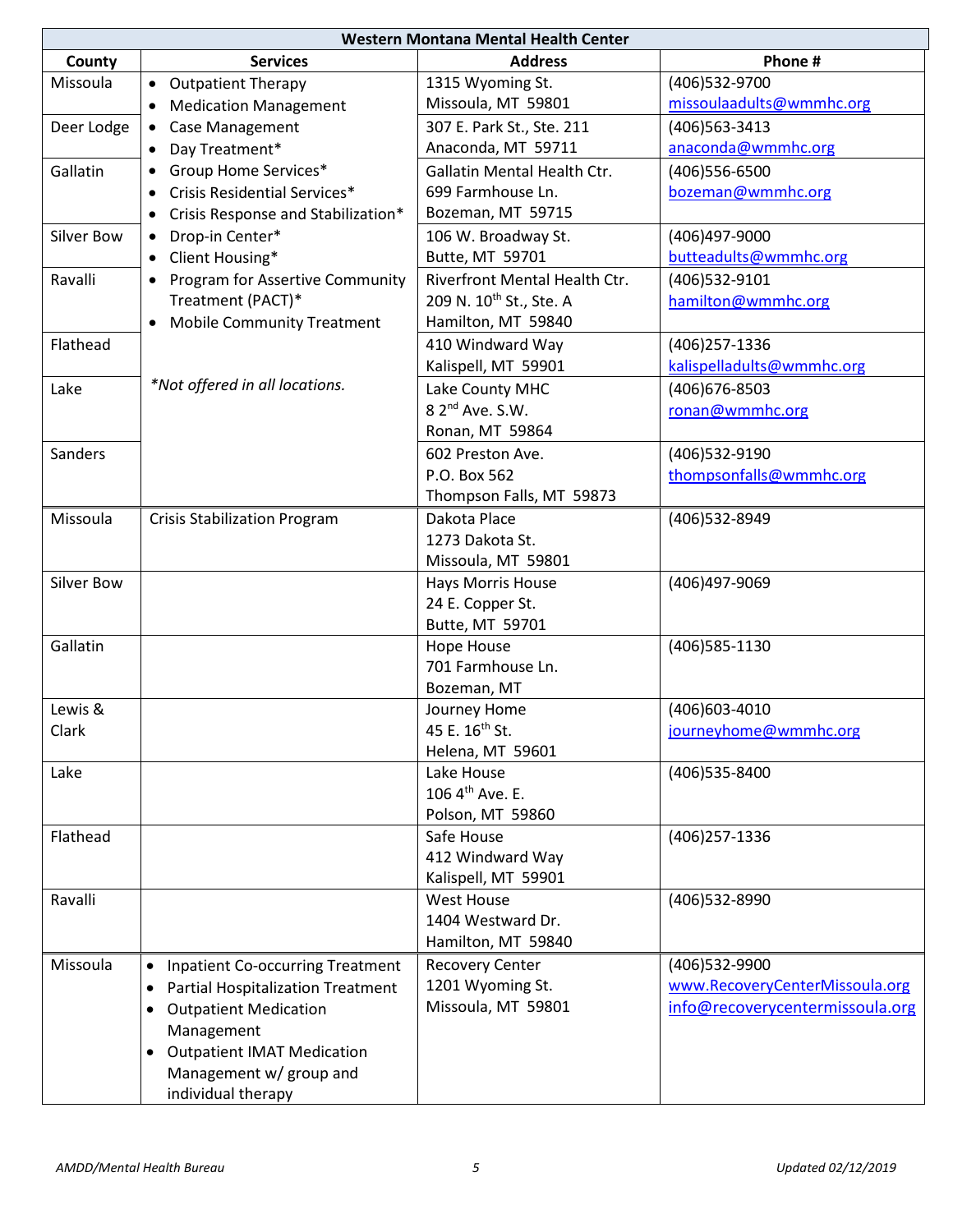| Western Montana Mental Health Center | | | |
|---|---|---|---|
| **County** | **Services** | **Address** | **Phone #** |
| Missoula | • Outpatient Therapy<br>• Medication Management<br>• Case Management<br>• Day Treatment*<br>• Group Home Services*<br>• Crisis Residential Services*<br>• Crisis Response and Stabilization*<br>• Drop-in Center*<br>• Client Housing*<br>• Program for Assertive Community Treatment (PACT)*<br>• Mobile Community Treatment<br><br>*Not offered in all locations.* | 1315 Wyoming St.<br>Missoula, MT 59801 | (406)532-9700<br>missoulaadults@wmmhc.org |
| Deer Lodge | | 307 E. Park St., Ste. 211<br>Anaconda, MT 59711 | (406)563-3413<br>anaconda@wmmhc.org |
| Gallatin | | Gallatin Mental Health Ctr.<br>699 Farmhouse Ln.<br>Bozeman, MT 59715 | (406)556-6500<br>bozeman@wmmhc.org |
| Silver Bow | | 106 W. Broadway St.<br>Butte, MT 59701 | (406)497-9000<br>butteadults@wmmhc.org |
| Ravalli | | Riverfront Mental Health Ctr.<br>209 N. 10th St., Ste. A<br>Hamilton, MT 59840 | (406)532-9101<br>hamilton@wmmhc.org |
| Flathead | | 410 Windward Way<br>Kalispell, MT 59901 | (406)257-1336<br>kalispelladults@wmmhc.org |
| Lake | | Lake County MHC<br>8 2nd Ave. S.W.<br>Ronan, MT 59864 | (406)676-8503<br>ronan@wmmhc.org |
| Sanders | | 602 Preston Ave.<br>P.O. Box 562<br>Thompson Falls, MT 59873 | (406)532-9190<br>thompsonfalls@wmmhc.org |
| Missoula | Crisis Stabilization Program | Dakota Place<br>1273 Dakota St.<br>Missoula, MT 59801 | (406)532-8949 |
| Silver Bow | | Hays Morris House<br>24 E. Copper St.<br>Butte, MT 59701 | (406)497-9069 |
| Gallatin | | Hope House<br>701 Farmhouse Ln.<br>Bozeman, MT | (406)585-1130 |
| Lewis & Clark | | Journey Home<br>45 E. 16th St.<br>Helena, MT 59601 | (406)603-4010<br>journeyhome@wmmhc.org |
| Lake | | Lake House<br>106 4th Ave. E.<br>Polson, MT 59860 | (406)535-8400 |
| Flathead | | Safe House<br>412 Windward Way<br>Kalispell, MT 59901 | (406)257-1336 |
| Ravalli | | West House<br>1404 Westward Dr.<br>Hamilton, MT 59840 | (406)532-8990 |
| Missoula | • Inpatient Co-occurring Treatment<br>• Partial Hospitalization Treatment<br>• Outpatient Medication Management<br>• Outpatient IMAT Medication Management w/ group and individual therapy | Recovery Center<br>1201 Wyoming St.<br>Missoula, MT 59801 | (406)532-9900<br>www.RecoveryCenterMissoula.org<br>info@recoverycentermissoula.org |

*AMDD/Mental Health Bureau* *Updated 02/12/2019*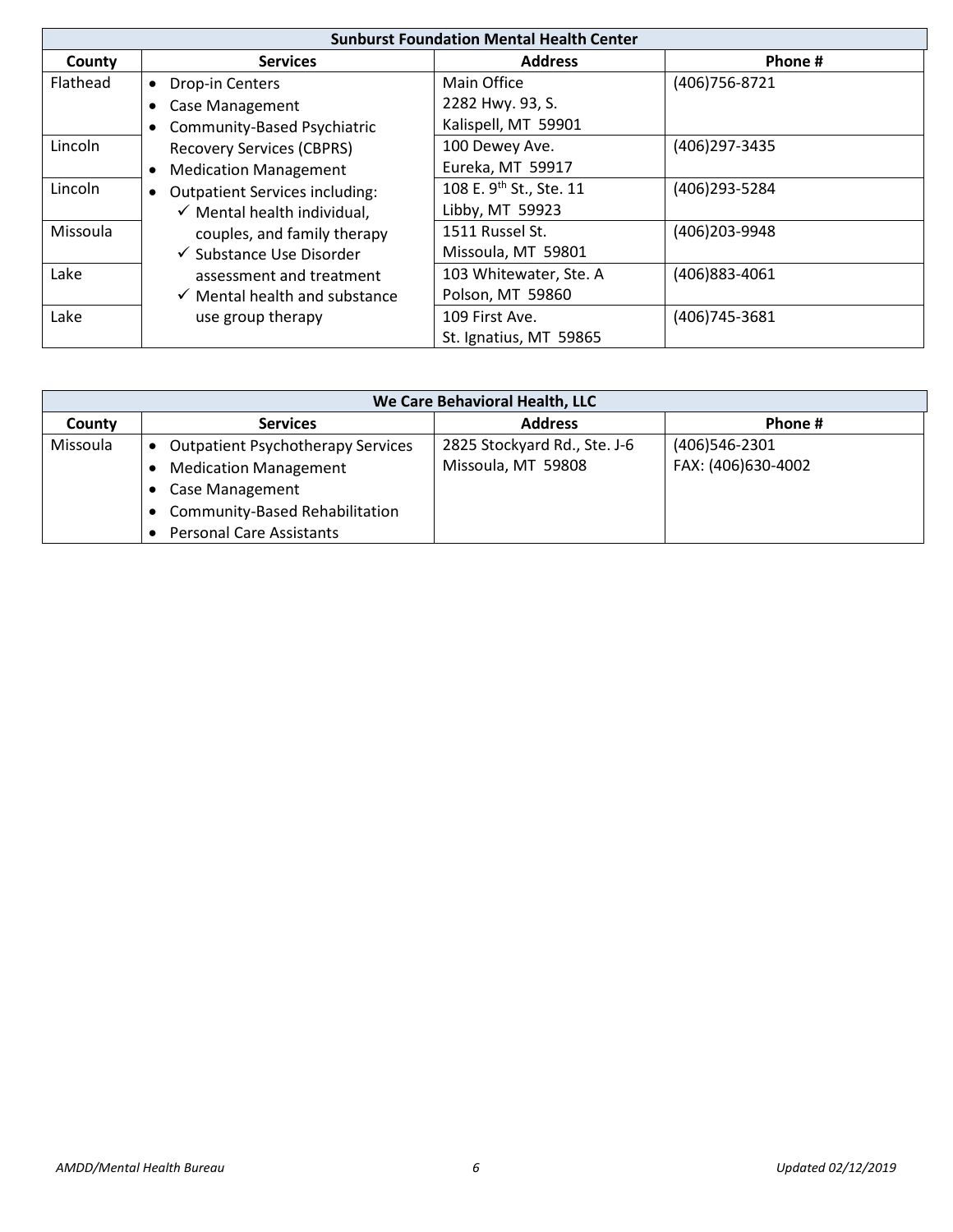| Sunburst Foundation Mental Health Center | | | |
|---|---|---|---|
| **County** | **Services** | **Address** | **Phone #** |
| Flathead | • Drop-in Centers<br>• Case Management<br>• Community-Based Psychiatric Recovery Services (CBPRS)<br>• Medication Management<br>• Outpatient Services including:<br>✓ Mental health individual, couples, and family therapy<br>✓ Substance Use Disorder assessment and treatment<br>✓ Mental health and substance use group therapy | Main Office<br>2282 Hwy. 93, S.<br>Kalispell, MT 59901 | (406)756-8721 |
| Lincoln | | 100 Dewey Ave.<br>Eureka, MT 59917 | (406)297-3435 |
| Lincoln | | 108 E. 9th St., Ste. 11<br>Libby, MT 59923 | (406)293-5284 |
| Missoula | | 1511 Russel St.<br>Missoula, MT 59801 | (406)203-9948 |
| Lake | | 103 Whitewater, Ste. A<br>Polson, MT 59860 | (406)883-4061 |
| Lake | | 109 First Ave.<br>St. Ignatius, MT 59865 | (406)745-3681 |

| We Care Behavioral Health, LLC | | | |
|---|---|---|---|
| **County** | **Services** | **Address** | **Phone #** |
| Missoula | • Outpatient Psychotherapy Services<br>• Medication Management<br>• Case Management<br>• Community-Based Rehabilitation<br>• Personal Care Assistants | 2825 Stockyard Rd., Ste. J-6<br>Missoula, MT 59808 | (406)546-2301<br>FAX: (406)630-4002 |